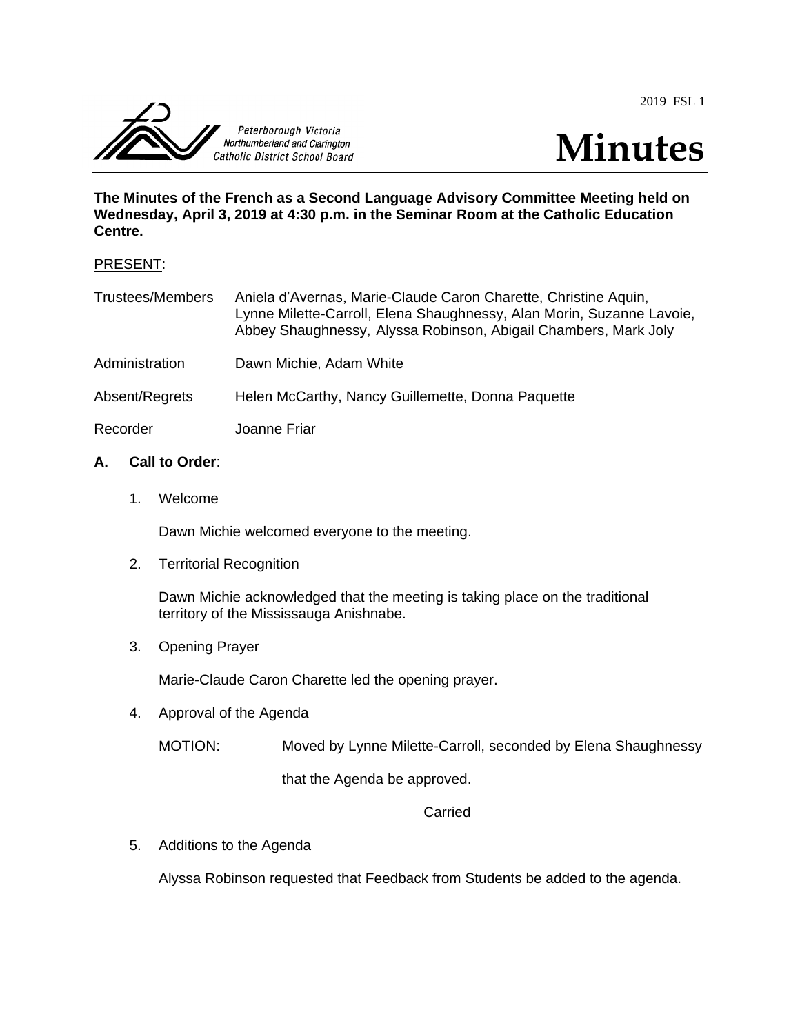Peterborough Victoria Northumberland and Clarington Catholic District School Board

2019 FSL 1

# Minutes

**The Minutes of the French as a Second Language Advisory Committee Meeting held on Wednesday, April 3, 2019 at 4:30 p.m. in the Seminar Room at the Catholic Education Centre.**

PRESENT:

| | |
|---|---|
| Trustees/Members | Aniela d'Avernas, Marie-Claude Caron Charette, Christine Aquin, Lynne Milette-Carroll, Elena Shaughnessy, Alan Morin, Suzanne Lavoie, Abbey Shaughnessy, Alyssa Robinson, Abigail Chambers, Mark Joly |
| Administration | Dawn Michie, Adam White |
| Absent/Regrets | Helen McCarthy, Nancy Guillemette, Donna Paquette |
| Recorder | Joanne Friar |

**A. Call to Order**:

1. Welcome

   Dawn Michie welcomed everyone to the meeting.

2. Territorial Recognition

   Dawn Michie acknowledged that the meeting is taking place on the traditional territory of the Mississauga Anishnabe.

3. Opening Prayer

   Marie-Claude Caron Charette led the opening prayer.

4. Approval of the Agenda

   MOTION: Moved by Lynne Milette-Carroll, seconded by Elena Shaughnessy that the Agenda be approved.

   Carried

5. Additions to the Agenda

   Alyssa Robinson requested that Feedback from Students be added to the agenda.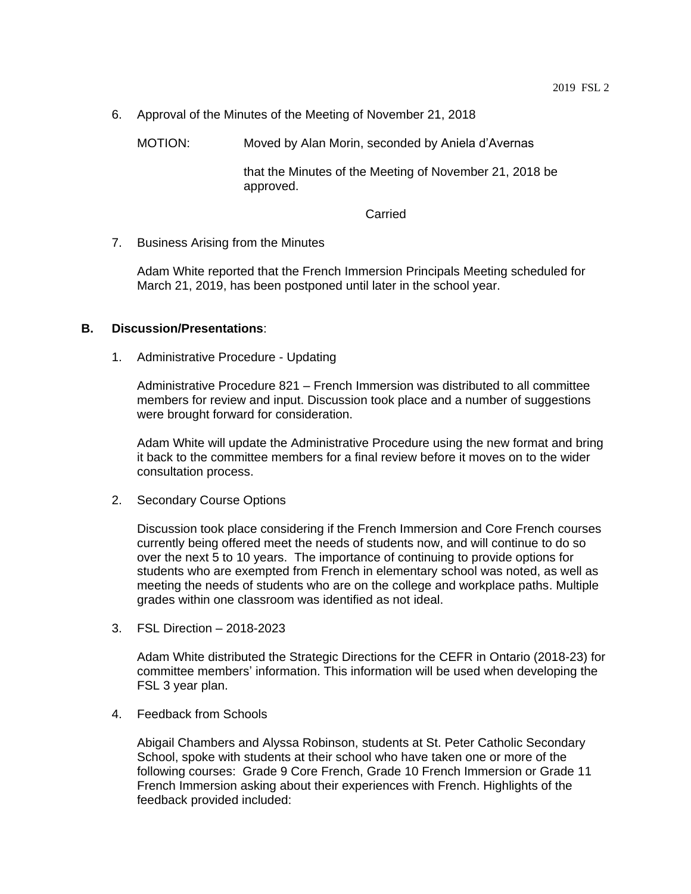6. Approval of the Minutes of the Meeting of November 21, 2018

   MOTION: Moved by Alan Morin, seconded by Aniela d'Avernas

   that the Minutes of the Meeting of November 21, 2018 be approved.

   Carried

7. Business Arising from the Minutes

   Adam White reported that the French Immersion Principals Meeting scheduled for March 21, 2019, has been postponed until later in the school year.

**B. Discussion/Presentations**:

1. Administrative Procedure - Updating

   Administrative Procedure 821 – French Immersion was distributed to all committee members for review and input. Discussion took place and a number of suggestions were brought forward for consideration.

   Adam White will update the Administrative Procedure using the new format and bring it back to the committee members for a final review before it moves on to the wider consultation process.

2. Secondary Course Options

   Discussion took place considering if the French Immersion and Core French courses currently being offered meet the needs of students now, and will continue to do so over the next 5 to 10 years. The importance of continuing to provide options for students who are exempted from French in elementary school was noted, as well as meeting the needs of students who are on the college and workplace paths. Multiple grades within one classroom was identified as not ideal.

3. FSL Direction – 2018-2023

   Adam White distributed the Strategic Directions for the CEFR in Ontario (2018-23) for committee members' information. This information will be used when developing the FSL 3 year plan.

4. Feedback from Schools

   Abigail Chambers and Alyssa Robinson, students at St. Peter Catholic Secondary School, spoke with students at their school who have taken one or more of the following courses: Grade 9 Core French, Grade 10 French Immersion or Grade 11 French Immersion asking about their experiences with French. Highlights of the feedback provided included: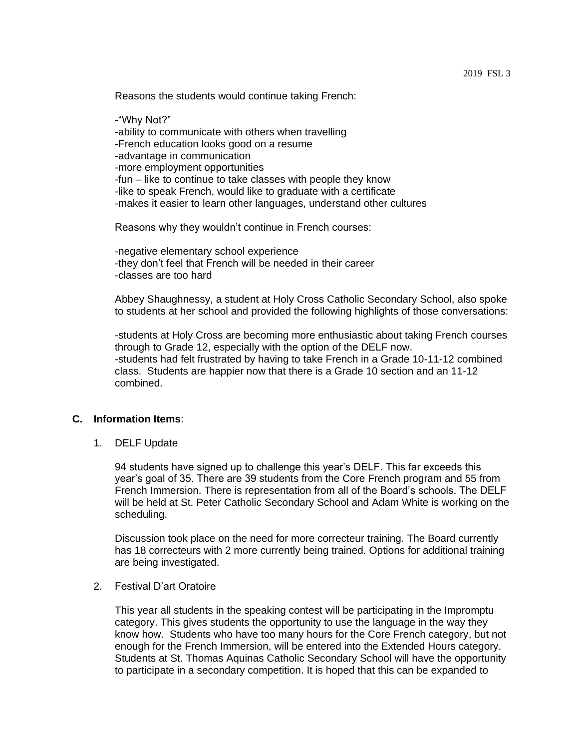Reasons the students would continue taking French:

-"Why Not?"
-ability to communicate with others when travelling
-French education looks good on a resume
-advantage in communication
-more employment opportunities
-fun – like to continue to take classes with people they know
-like to speak French, would like to graduate with a certificate
-makes it easier to learn other languages, understand other cultures

Reasons why they wouldn't continue in French courses:

-negative elementary school experience
-they don't feel that French will be needed in their career
-classes are too hard

Abbey Shaughnessy, a student at Holy Cross Catholic Secondary School, also spoke to students at her school and provided the following highlights of those conversations:

-students at Holy Cross are becoming more enthusiastic about taking French courses through to Grade 12, especially with the option of the DELF now.
-students had felt frustrated by having to take French in a Grade 10-11-12 combined class. Students are happier now that there is a Grade 10 section and an 11-12 combined.

## C. Information Items:

1. DELF Update

   94 students have signed up to challenge this year's DELF. This far exceeds this year's goal of 35. There are 39 students from the Core French program and 55 from French Immersion. There is representation from all of the Board's schools. The DELF will be held at St. Peter Catholic Secondary School and Adam White is working on the scheduling.

   Discussion took place on the need for more correcteur training. The Board currently has 18 correcteurs with 2 more currently being trained. Options for additional training are being investigated.

2. Festival D'art Oratoire

   This year all students in the speaking contest will be participating in the Impromptu category. This gives students the opportunity to use the language in the way they know how. Students who have too many hours for the Core French category, but not enough for the French Immersion, will be entered into the Extended Hours category. Students at St. Thomas Aquinas Catholic Secondary School will have the opportunity to participate in a secondary competition. It is hoped that this can be expanded to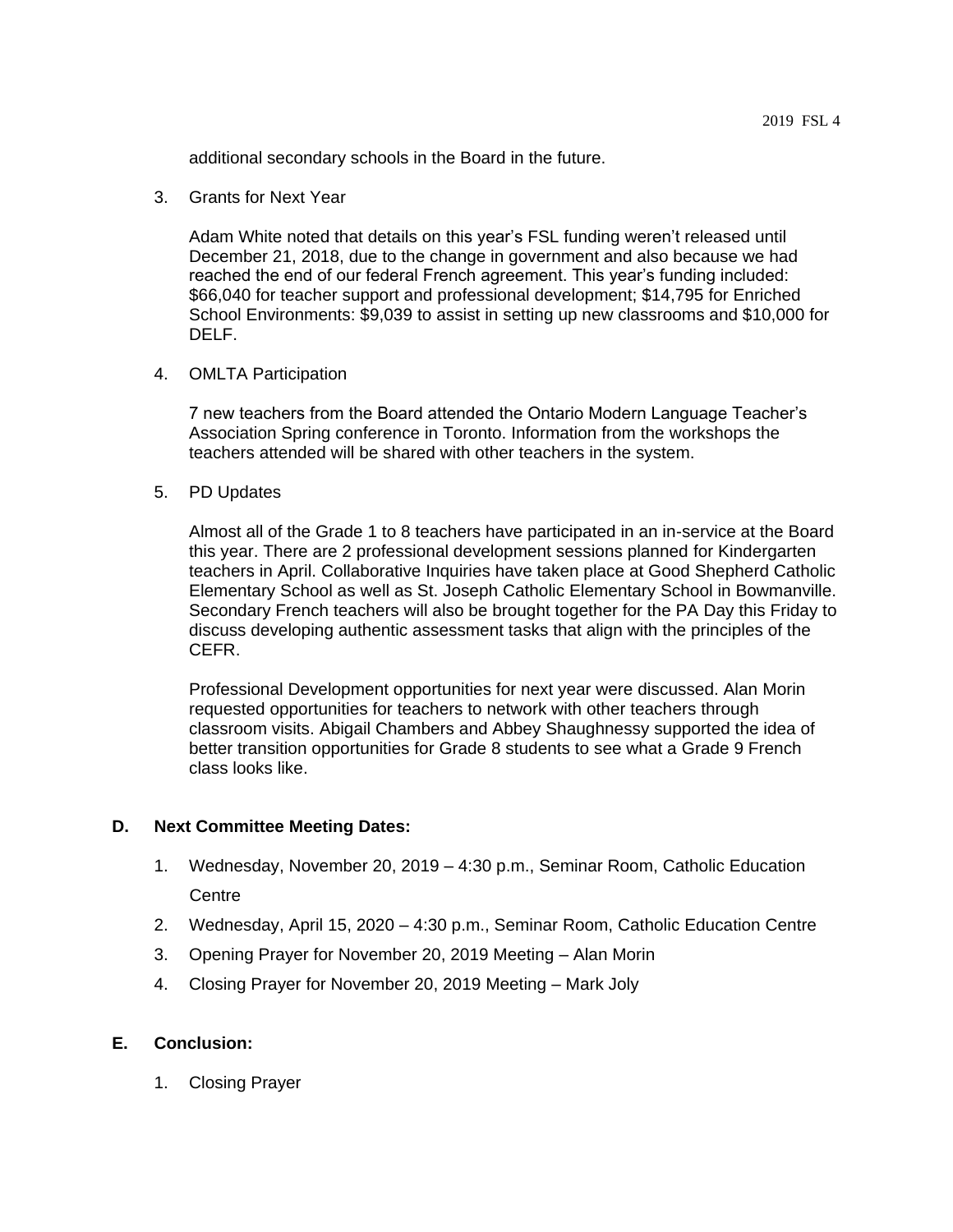additional secondary schools in the Board in the future.

3. Grants for Next Year

   Adam White noted that details on this year's FSL funding weren't released until December 21, 2018, due to the change in government and also because we had reached the end of our federal French agreement. This year's funding included: $66,040 for teacher support and professional development; $14,795 for Enriched School Environments: $9,039 to assist in setting up new classrooms and $10,000 for DELF.

4. OMLTA Participation

   7 new teachers from the Board attended the Ontario Modern Language Teacher's Association Spring conference in Toronto. Information from the workshops the teachers attended will be shared with other teachers in the system.

5. PD Updates

   Almost all of the Grade 1 to 8 teachers have participated in an in-service at the Board this year. There are 2 professional development sessions planned for Kindergarten teachers in April. Collaborative Inquiries have taken place at Good Shepherd Catholic Elementary School as well as St. Joseph Catholic Elementary School in Bowmanville. Secondary French teachers will also be brought together for the PA Day this Friday to discuss developing authentic assessment tasks that align with the principles of the CEFR.

   Professional Development opportunities for next year were discussed. Alan Morin requested opportunities for teachers to network with other teachers through classroom visits. Abigail Chambers and Abbey Shaughnessy supported the idea of better transition opportunities for Grade 8 students to see what a Grade 9 French class looks like.

**D. Next Committee Meeting Dates:**

1. Wednesday, November 20, 2019 – 4:30 p.m., Seminar Room, Catholic Education Centre
2. Wednesday, April 15, 2020 – 4:30 p.m., Seminar Room, Catholic Education Centre
3. Opening Prayer for November 20, 2019 Meeting – Alan Morin
4. Closing Prayer for November 20, 2019 Meeting – Mark Joly

**E. Conclusion:**

1. Closing Prayer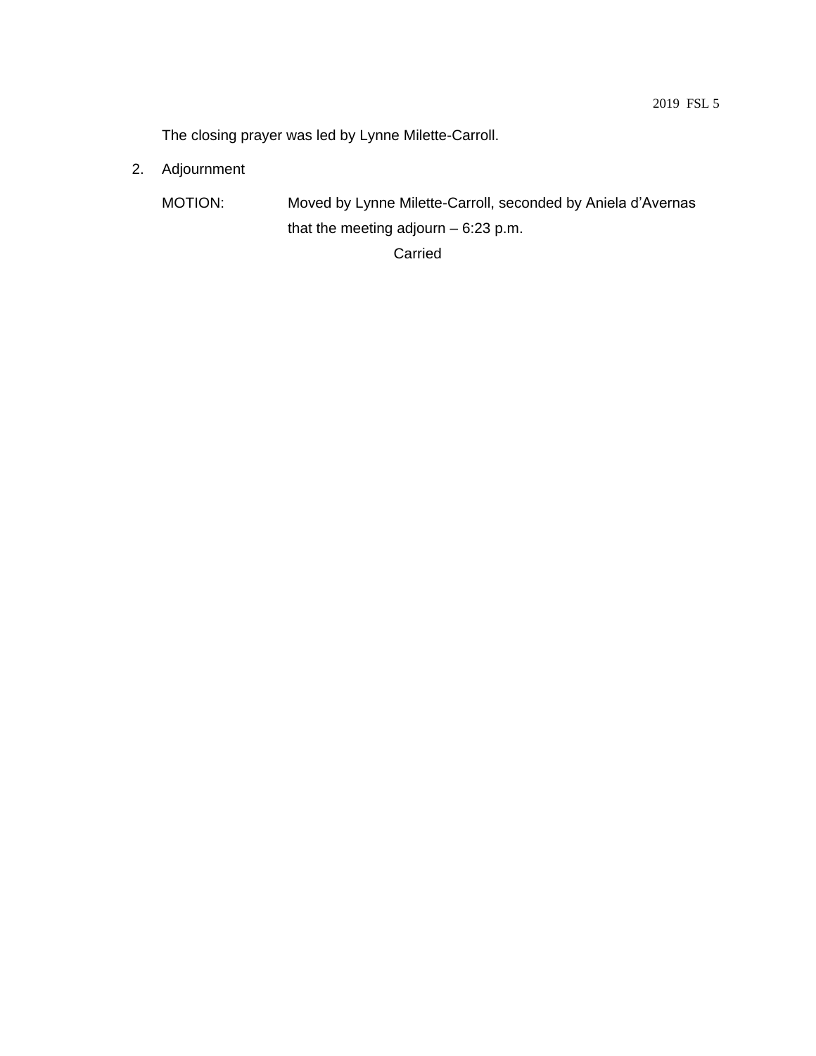The closing prayer was led by Lynne Milette-Carroll.

2. Adjournment

MOTION: Moved by Lynne Milette-Carroll, seconded by Aniela d'Avernas that the meeting adjourn – 6:23 p.m.

Carried